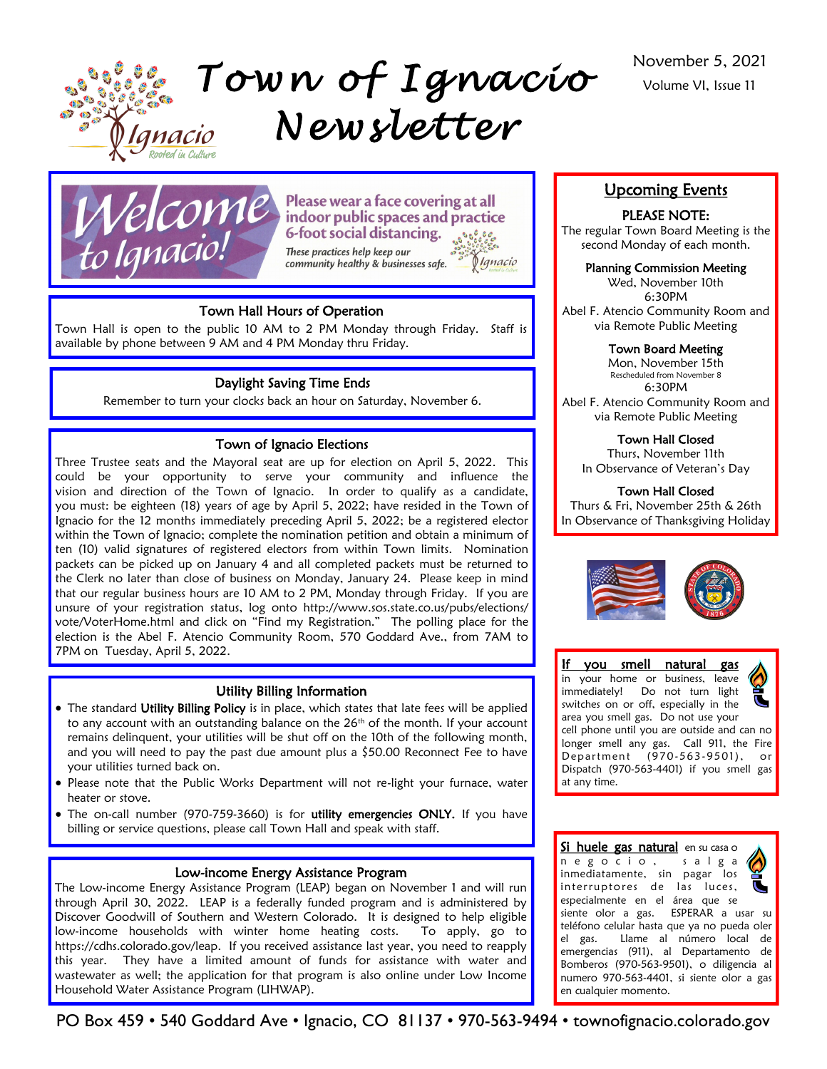# Town of Ignacio Newsletter

November 5, 2021

Volume VI, Issue 11

Welcome to Ignacio!

Please wear a face covering at all indoor public spaces and practice 6-foot social distancing.

*These practices help keep our community healthy & businesses safe.*

### Town Hall Hours of Operation

Town Hall is open to the public 10 AM to 2 PM Monday through Friday. Staff is available by phone between 9 AM and 4 PM Monday thru Friday.

### Daylight Saving Time Ends

Remember to turn your clocks back an hour on Saturday, November 6.

### Town of Ignacio Elections

Three Trustee seats and the Mayoral seat are up for election on April 5, 2022. This could be your opportunity to serve your community and influence the vision and direction of the Town of Ignacio. In order to qualify as a candidate, you must: be eighteen (18) years of age by April 5, 2022; have resided in the Town of Ignacio for the 12 months immediately preceding April 5, 2022; be a registered elector within the Town of Ignacio; complete the nomination petition and obtain a minimum of ten (10) valid signatures of registered electors from within Town limits. Nomination packets can be picked up on January 4 and all completed packets must be returned to the Clerk no later than close of business on Monday, January 24. Please keep in mind that our regular business hours are 10 AM to 2 PM, Monday through Friday. If you are unsure of your registration status, log onto http://www.sos.state.co.us/pubs/elections/vote/VoterHome.html and click on "Find my Registration." The polling place for the election is the Abel F. Atencio Community Room, 570 Goddard Ave., from 7AM to 7PM on Tuesday, April 5, 2022.

### Utility Billing Information

- The standard **Utility Billing Policy** is in place, which states that late fees will be applied to any account with an outstanding balance on the 26th of the month. If your account remains delinquent, your utilities will be shut off on the 10th of the following month, and you will need to pay the past due amount plus a $50.00 Reconnect Fee to have your utilities turned back on.
- Please note that the Public Works Department will not re-light your furnace, water heater or stove.
- The on-call number (970-759-3660) is for **utility emergencies ONLY.** If you have billing or service questions, please call Town Hall and speak with staff.

### Low-income Energy Assistance Program

The Low-income Energy Assistance Program (LEAP) began on November 1 and will run through April 30, 2022. LEAP is a federally funded program and is administered by Discover Goodwill of Southern and Western Colorado. It is designed to help eligible low-income households with winter home heating costs. To apply, go to https://cdhs.colorado.gov/leap. If you received assistance last year, you need to reapply this year. They have a limited amount of funds for assistance with water and wastewater as well; the application for that program is also online under Low Income Household Water Assistance Program (LIHWAP).

## Upcoming Events

**PLEASE NOTE:**
The regular Town Board Meeting is the second Monday of each month.

**Planning Commission Meeting**
Wed, November 10th
6:30PM
Abel F. Atencio Community Room and via Remote Public Meeting

**Town Board Meeting**
Mon, November 15th
Rescheduled from November 8
6:30PM
Abel F. Atencio Community Room and via Remote Public Meeting

**Town Hall Closed**
Thurs, November 11th
In Observance of Veteran's Day

**Town Hall Closed**
Thurs & Fri, November 25th & 26th
In Observance of Thanksgiving Holiday

**If you smell natural gas** in your home or business, leave immediately! Do not turn light switches on or off, especially in the area you smell gas. Do not use your cell phone until you are outside and can no longer smell any gas. Call 911, the Fire Department (970-563-9501), or Dispatch (970-563-4401) if you smell gas at any time.

**Si huele gas natural** en su casa o negocio, salga inmediatamente, sin pagar los interruptores de las luces, especialmente en el área que se siente olor a gas. ESPERAR a usar su teléfono celular hasta que ya no pueda oler el gas. Llame al número local de emergencias (911), al Departamento de Bomberos (970-563-9501), o diligencia al numero 970-563-4401, si siente olor a gas en cualquier momento.

PO Box 459 • 540 Goddard Ave • Ignacio, CO 81137 • 970-563-9494 • townofignacio.colorado.gov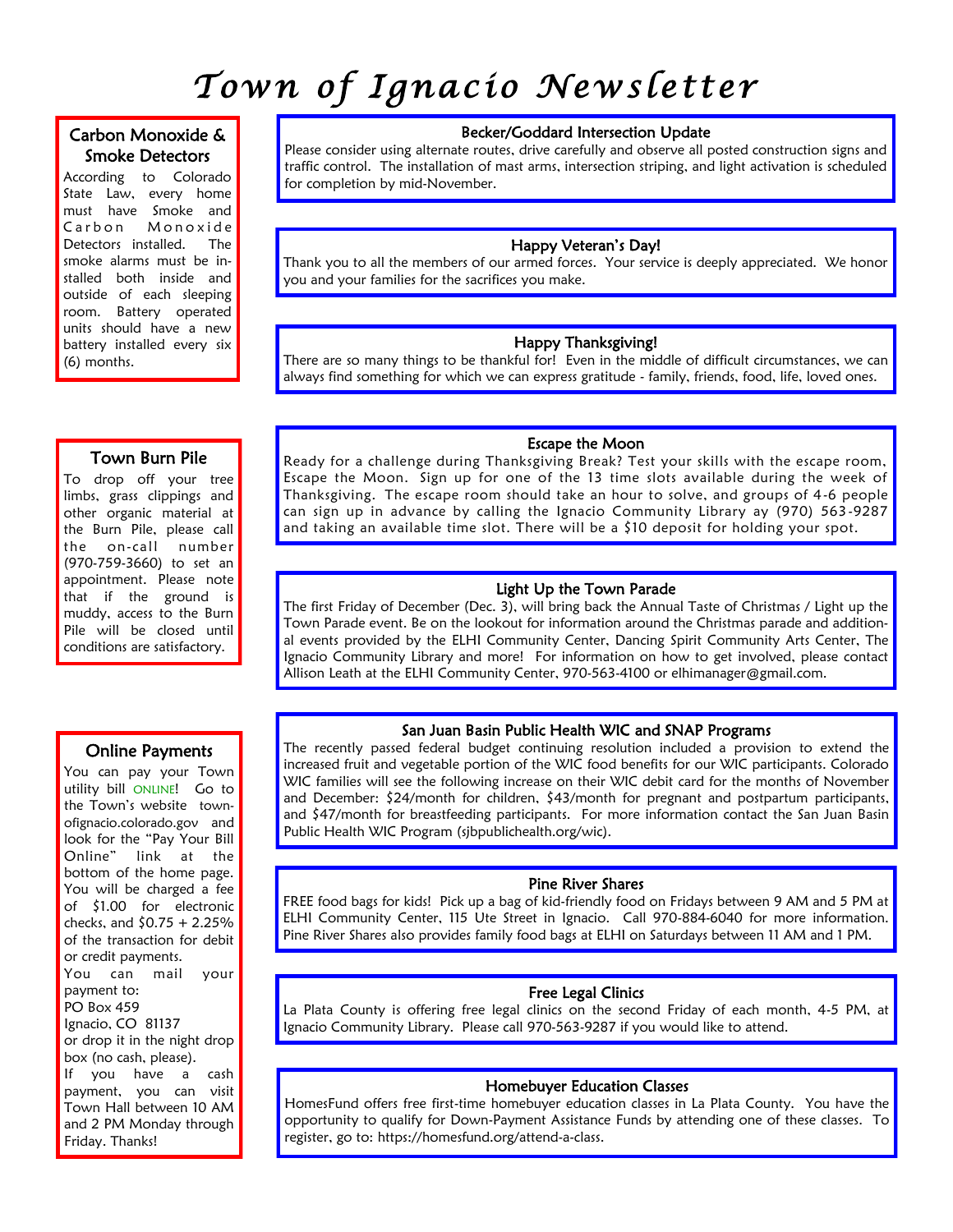# Town of Ignacio Newsletter

## Carbon Monoxide & Smoke Detectors

According to Colorado State Law, every home must have Smoke and Carbon Monoxide Detectors installed. The smoke alarms must be installed both inside and outside of each sleeping room. Battery operated units should have a new battery installed every six (6) months.

## Town Burn Pile

To drop off your tree limbs, grass clippings and other organic material at the Burn Pile, please call the on-call number (970-759-3660) to set an appointment. Please note that if the ground is muddy, access to the Burn Pile will be closed until conditions are satisfactory.

## Online Payments

You can pay your Town utility bill ONLINE! Go to the Town's website townofignacio.colorado.gov and look for the "Pay Your Bill Online" link at the bottom of the home page. You will be charged a fee of $1.00 for electronic checks, and $0.75 + 2.25% of the transaction for debit or credit payments.

You can mail your payment to:
PO Box 459
Ignacio, CO 81137
or drop it in the night drop box (no cash, please).

If you have a cash payment, you can visit Town Hall between 10 AM and 2 PM Monday through Friday. Thanks!

## Becker/Goddard Intersection Update

Please consider using alternate routes, drive carefully and observe all posted construction signs and traffic control. The installation of mast arms, intersection striping, and light activation is scheduled for completion by mid-November.

## Happy Veteran's Day!

Thank you to all the members of our armed forces. Your service is deeply appreciated. We honor you and your families for the sacrifices you make.

## Happy Thanksgiving!

There are so many things to be thankful for! Even in the middle of difficult circumstances, we can always find something for which we can express gratitude - family, friends, food, life, loved ones.

## Escape the Moon

Ready for a challenge during Thanksgiving Break? Test your skills with the escape room, Escape the Moon. Sign up for one of the 13 time slots available during the week of Thanksgiving. The escape room should take an hour to solve, and groups of 4-6 people can sign up in advance by calling the Ignacio Community Library ay (970) 563-9287 and taking an available time slot. There will be a $10 deposit for holding your spot.

## Light Up the Town Parade

The first Friday of December (Dec. 3), will bring back the Annual Taste of Christmas / Light up the Town Parade event. Be on the lookout for information around the Christmas parade and additional events provided by the ELHI Community Center, Dancing Spirit Community Arts Center, The Ignacio Community Library and more! For information on how to get involved, please contact Allison Leath at the ELHI Community Center, 970-563-4100 or elhimanager@gmail.com.

## San Juan Basin Public Health WIC and SNAP Programs

The recently passed federal budget continuing resolution included a provision to extend the increased fruit and vegetable portion of the WIC food benefits for our WIC participants. Colorado WIC families will see the following increase on their WIC debit card for the months of November and December: $24/month for children, $43/month for pregnant and postpartum participants, and $47/month for breastfeeding participants. For more information contact the San Juan Basin Public Health WIC Program (sjbpublichealth.org/wic).

## Pine River Shares

FREE food bags for kids! Pick up a bag of kid-friendly food on Fridays between 9 AM and 5 PM at ELHI Community Center, 115 Ute Street in Ignacio. Call 970-884-6040 for more information. Pine River Shares also provides family food bags at ELHI on Saturdays between 11 AM and 1 PM.

## Free Legal Clinics

La Plata County is offering free legal clinics on the second Friday of each month, 4-5 PM, at Ignacio Community Library. Please call 970-563-9287 if you would like to attend.

## Homebuyer Education Classes

HomesFund offers free first-time homebuyer education classes in La Plata County. You have the opportunity to qualify for Down-Payment Assistance Funds by attending one of these classes. To register, go to: https://homesfund.org/attend-a-class.